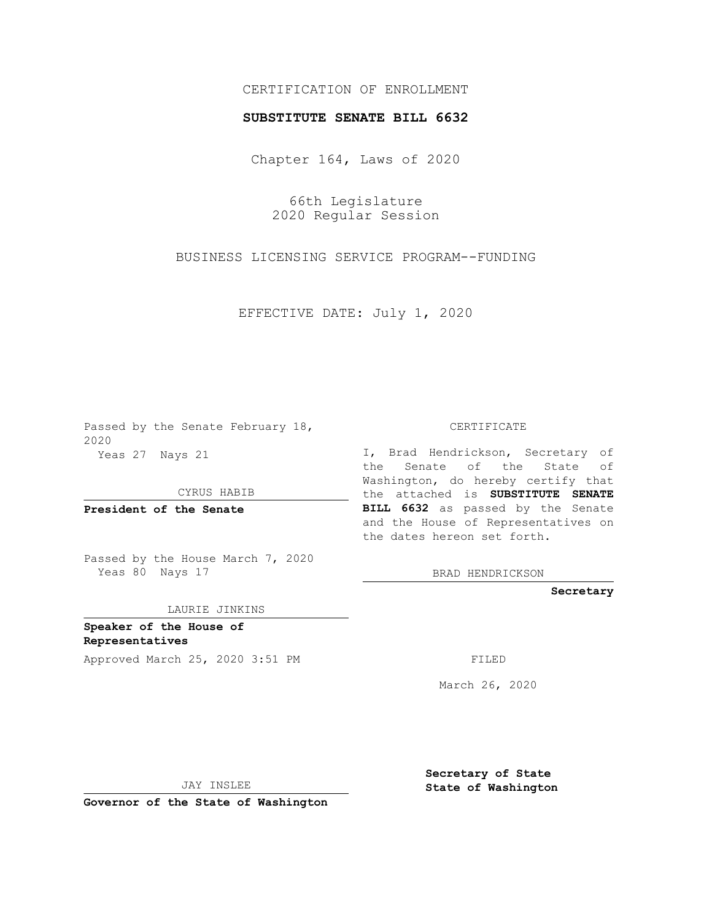CERTIFICATION OF ENROLLMENT

**SUBSTITUTE SENATE BILL 6632**

Chapter 164, Laws of 2020

66th Legislature
2020 Regular Session

BUSINESS LICENSING SERVICE PROGRAM--FUNDING

EFFECTIVE DATE: July 1, 2020

Passed by the Senate February 18, 2020
Yeas 27 Nays 21

CYRUS HABIB

**President of the Senate**

Passed by the House March 7, 2020
Yeas 80 Nays 17

LAURIE JINKINS

**Speaker of the House of Representatives**

Approved March 25, 2020 3:51 PM

JAY INSLEE

**Governor of the State of Washington**

CERTIFICATE

I, Brad Hendrickson, Secretary of the Senate of the State of Washington, do hereby certify that the attached is **SUBSTITUTE SENATE BILL 6632** as passed by the Senate and the House of Representatives on the dates hereon set forth.

BRAD HENDRICKSON

**Secretary**

FILED

March 26, 2020

**Secretary of State**
**State of Washington**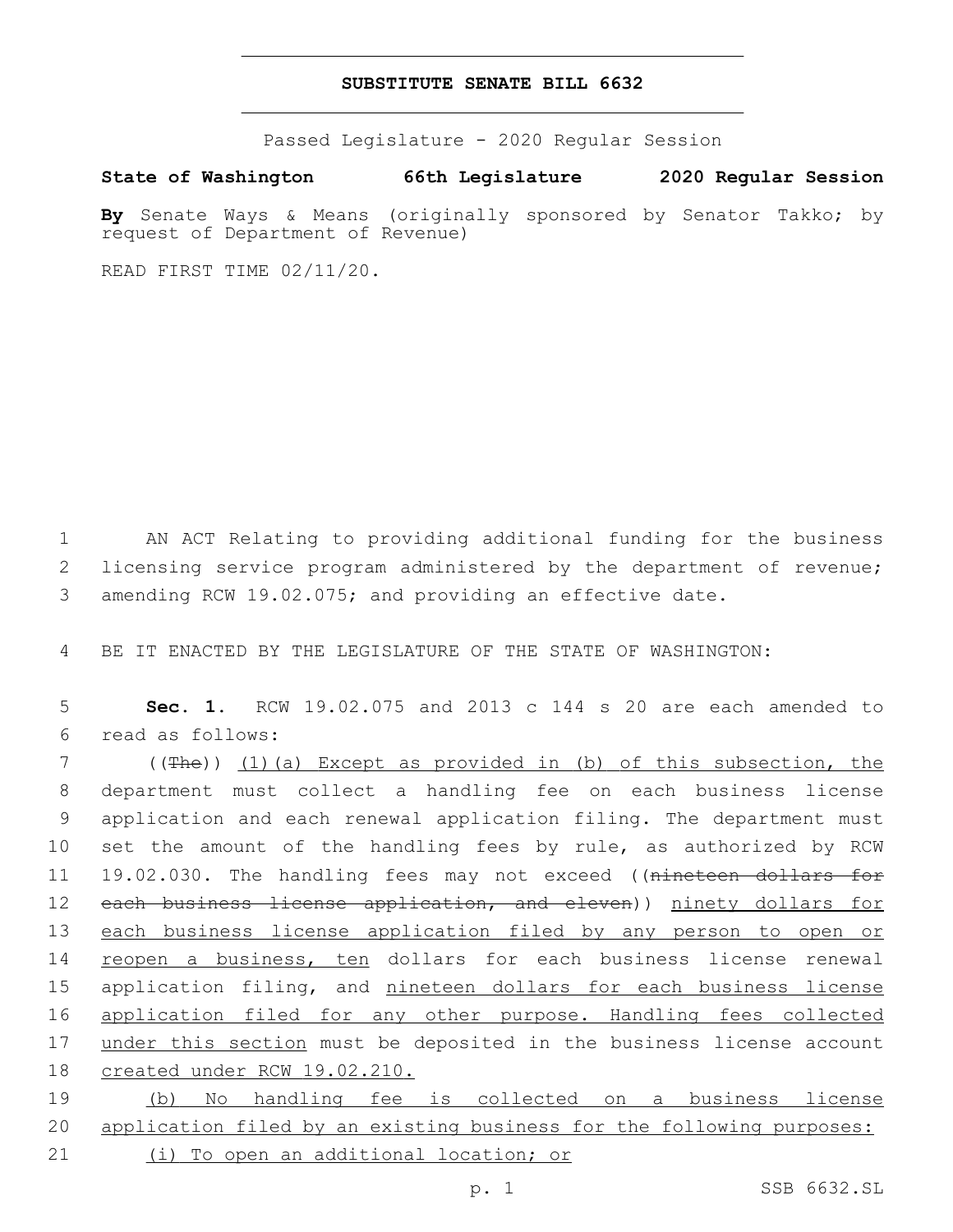# SUBSTITUTE SENATE BILL 6632

Passed Legislature - 2020 Regular Session

**State of Washington 66th Legislature 2020 Regular Session**

**By** Senate Ways & Means (originally sponsored by Senator Takko; by request of Department of Revenue)

READ FIRST TIME 02/11/20.

AN ACT Relating to providing additional funding for the business licensing service program administered by the department of revenue; amending RCW 19.02.075; and providing an effective date.

BE IT ENACTED BY THE LEGISLATURE OF THE STATE OF WASHINGTON:

**Sec. 1.** RCW 19.02.075 and 2013 c 144 s 20 are each amended to read as follows:

((~~The~~)) <u>(1)(a) Except as provided in (b) of this subsection, the</u> department must collect a handling fee on each business license application and each renewal application filing. The department must set the amount of the handling fees by rule, as authorized by RCW 19.02.030. The handling fees may not exceed ((~~nineteen dollars for each business license application, and eleven~~)) <u>ninety dollars for each business license application filed by any person to open or reopen a business, ten</u> dollars for each business license renewal application filing, and <u>nineteen dollars for each business license application filed for any other purpose. Handling fees collected under this section</u> must be deposited in the business license account <u>created under RCW 19.02.210.</u>

<u>(b) No handling fee is collected on a business license application filed by an existing business for the following purposes:</u>

<u>(i) To open an additional location; or</u>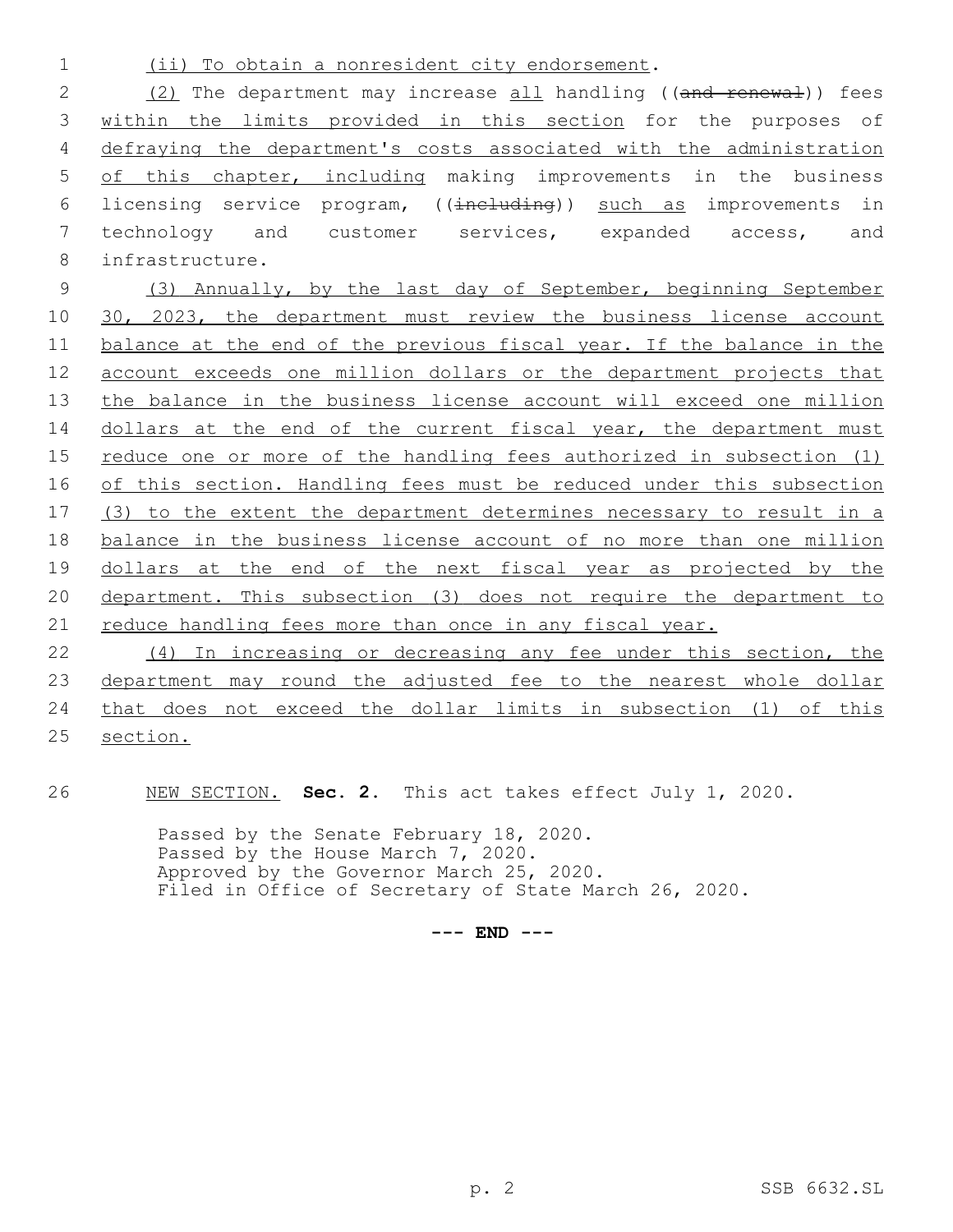(ii) To obtain a nonresident city endorsement.

(2) The department may increase all handling ((and renewal)) fees within the limits provided in this section for the purposes of defraying the department's costs associated with the administration of this chapter, including making improvements in the business licensing service program, ((including)) such as improvements in technology and customer services, expanded access, and infrastructure.

(3) Annually, by the last day of September, beginning September 30, 2023, the department must review the business license account balance at the end of the previous fiscal year. If the balance in the account exceeds one million dollars or the department projects that the balance in the business license account will exceed one million dollars at the end of the current fiscal year, the department must reduce one or more of the handling fees authorized in subsection (1) of this section. Handling fees must be reduced under this subsection (3) to the extent the department determines necessary to result in a balance in the business license account of no more than one million dollars at the end of the next fiscal year as projected by the department. This subsection (3) does not require the department to reduce handling fees more than once in any fiscal year.

(4) In increasing or decreasing any fee under this section, the department may round the adjusted fee to the nearest whole dollar that does not exceed the dollar limits in subsection (1) of this section.

NEW SECTION. **Sec. 2.** This act takes effect July 1, 2020.

Passed by the Senate February 18, 2020.
Passed by the House March 7, 2020.
Approved by the Governor March 25, 2020.
Filed in Office of Secretary of State March 26, 2020.

**--- END ---**